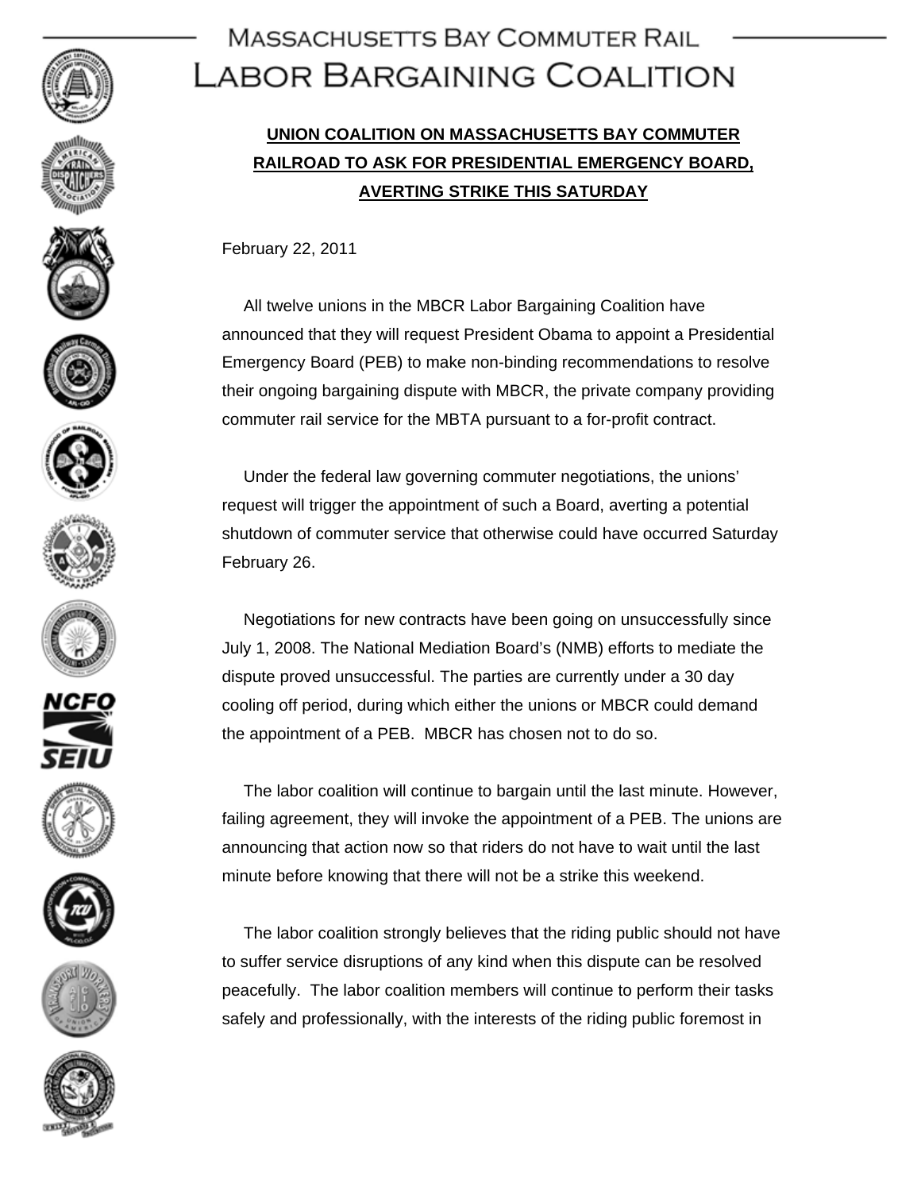# Massachusetts Bay Commuter Rail Labor Bargaining Coalition

## UNION COALITION ON MASSACHUSETTS BAY COMMUTER RAILROAD TO ASK FOR PRESIDENTIAL EMERGENCY BOARD, AVERTING STRIKE THIS SATURDAY

February 22, 2011

All twelve unions in the MBCR Labor Bargaining Coalition have announced that they will request President Obama to appoint a Presidential Emergency Board (PEB) to make non-binding recommendations to resolve their ongoing bargaining dispute with MBCR, the private company providing commuter rail service for the MBTA pursuant to a for-profit contract.

Under the federal law governing commuter negotiations, the unions' request will trigger the appointment of such a Board, averting a potential shutdown of commuter service that otherwise could have occurred Saturday February 26.

Negotiations for new contracts have been going on unsuccessfully since July 1, 2008. The National Mediation Board's (NMB) efforts to mediate the dispute proved unsuccessful. The parties are currently under a 30 day cooling off period, during which either the unions or MBCR could demand the appointment of a PEB. MBCR has chosen not to do so.

The labor coalition will continue to bargain until the last minute. However, failing agreement, they will invoke the appointment of a PEB. The unions are announcing that action now so that riders do not have to wait until the last minute before knowing that there will not be a strike this weekend.

The labor coalition strongly believes that the riding public should not have to suffer service disruptions of any kind when this dispute can be resolved peacefully. The labor coalition members will continue to perform their tasks safely and professionally, with the interests of the riding public foremost in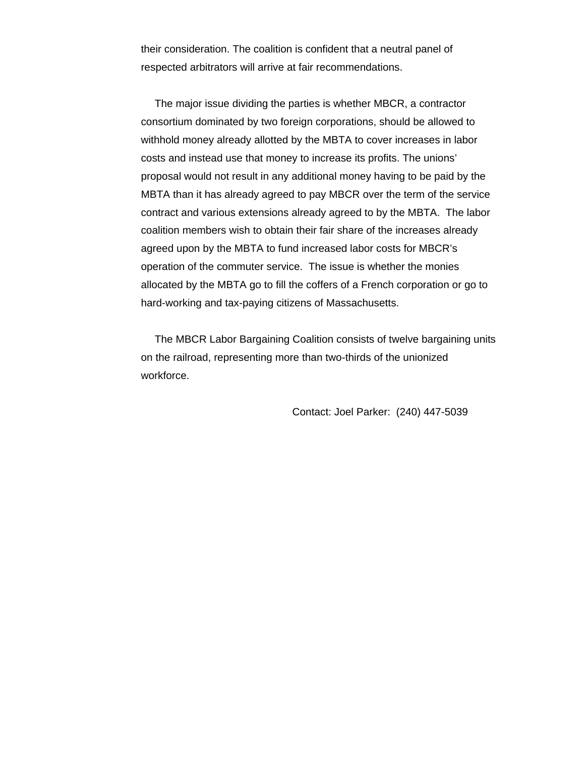their consideration. The coalition is confident that a neutral panel of respected arbitrators will arrive at fair recommendations.

The major issue dividing the parties is whether MBCR, a contractor consortium dominated by two foreign corporations, should be allowed to withhold money already allotted by the MBTA to cover increases in labor costs and instead use that money to increase its profits. The unions' proposal would not result in any additional money having to be paid by the MBTA than it has already agreed to pay MBCR over the term of the service contract and various extensions already agreed to by the MBTA. The labor coalition members wish to obtain their fair share of the increases already agreed upon by the MBTA to fund increased labor costs for MBCR's operation of the commuter service. The issue is whether the monies allocated by the MBTA go to fill the coffers of a French corporation or go to hard-working and tax-paying citizens of Massachusetts.

The MBCR Labor Bargaining Coalition consists of twelve bargaining units on the railroad, representing more than two-thirds of the unionized workforce.

Contact: Joel Parker: (240) 447-5039